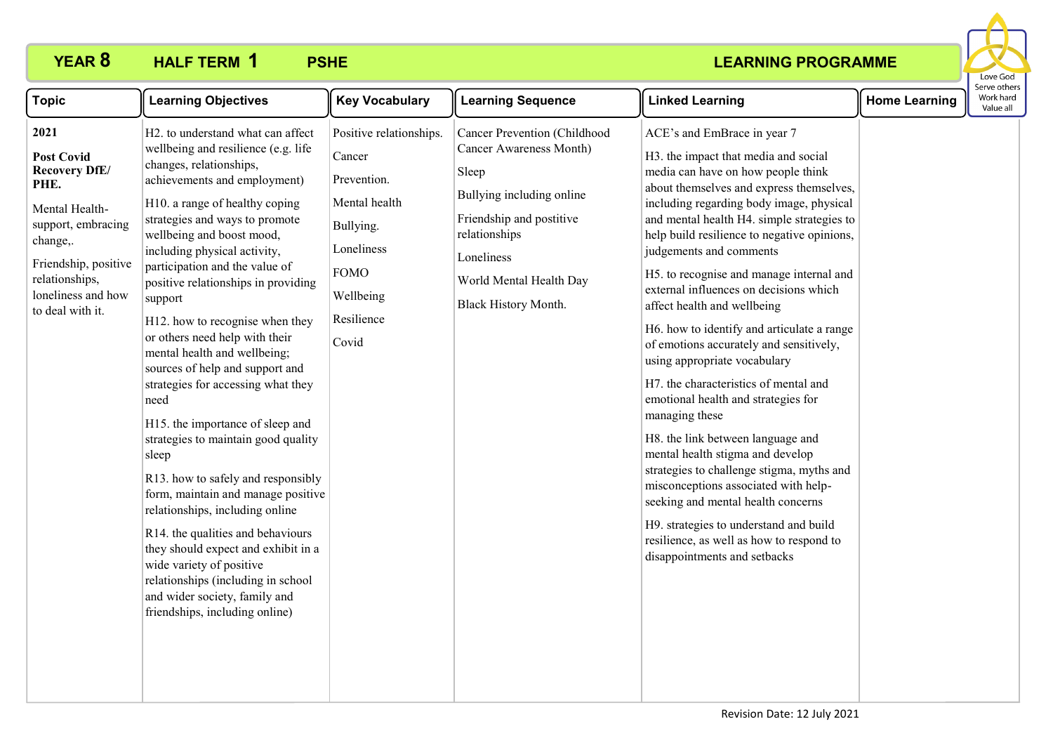# YEAR 8 HALF TERM 1 PSHE LEARNING PROGRAMME

Love God
Serve others
Work hard
Value all

| Topic | Learning Objectives | Key Vocabulary | Learning Sequence | Linked Learning | Home Learning |
|---|---|---|---|---|---|
| **2021**<br><br>**Post Covid Recovery DfE/ PHE.**<br><br>Mental Health- support, embracing change,.<br><br>Friendship, positive relationships, loneliness and how to deal with it. | H2. to understand what can affect wellbeing and resilience (e.g. life changes, relationships, achievements and employment)<br><br>H10. a range of healthy coping strategies and ways to promote wellbeing and boost mood, including physical activity, participation and the value of positive relationships in providing support<br><br>H12. how to recognise when they or others need help with their mental health and wellbeing; sources of help and support and strategies for accessing what they need<br><br>H15. the importance of sleep and strategies to maintain good quality sleep<br><br>R13. how to safely and responsibly form, maintain and manage positive relationships, including online<br><br>R14. the qualities and behaviours they should expect and exhibit in a wide variety of positive relationships (including in school and wider society, family and friendships, including online) | Positive relationships.<br><br>Cancer<br><br>Prevention.<br><br>Mental health<br><br>Bullying.<br><br>Loneliness<br><br>FOMO<br><br>Wellbeing<br><br>Resilience<br><br>Covid | Cancer Prevention (Childhood Cancer Awareness Month)<br><br>Sleep<br><br>Bullying including online<br><br>Friendship and postitive relationships<br><br>Loneliness<br><br>World Mental Health Day<br><br>Black History Month. | ACE's and EmBrace in year 7<br><br>H3. the impact that media and social media can have on how people think about themselves and express themselves, including regarding body image, physical and mental health H4. simple strategies to help build resilience to negative opinions, judgements and comments<br><br>H5. to recognise and manage internal and external influences on decisions which affect health and wellbeing<br><br>H6. how to identify and articulate a range of emotions accurately and sensitively, using appropriate vocabulary<br><br>H7. the characteristics of mental and emotional health and strategies for managing these<br><br>H8. the link between language and mental health stigma and develop strategies to challenge stigma, myths and misconceptions associated with help-seeking and mental health concerns<br><br>H9. strategies to understand and build resilience, as well as how to respond to disappointments and setbacks | |

Revision Date: 12 July 2021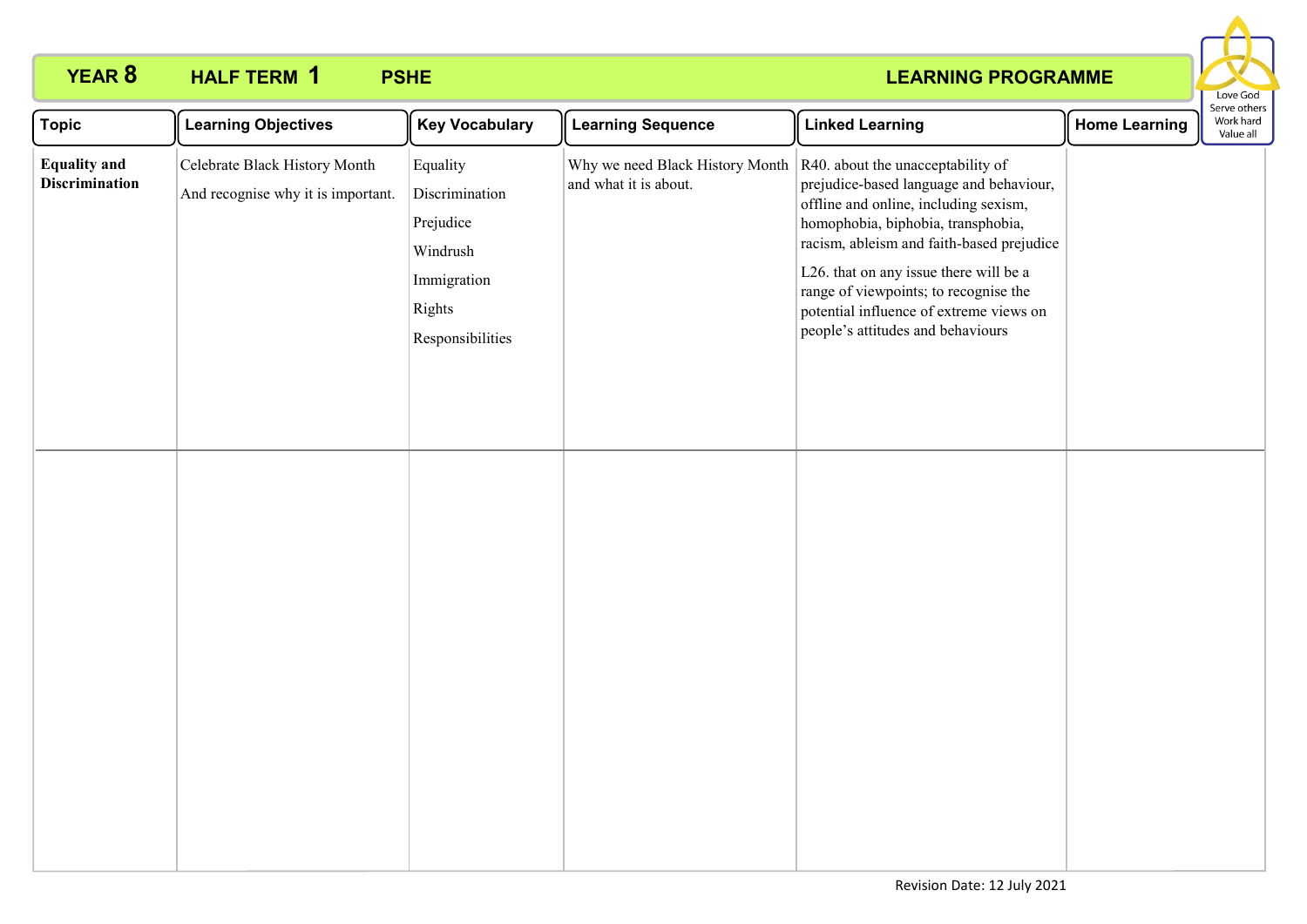# YEAR 8 HALF TERM 1 PSHE LEARNING PROGRAMME

Love God
Serve others
Work hard
Value all

| Topic | Learning Objectives | Key Vocabulary | Learning Sequence | Linked Learning | Home Learning |
|---|---|---|---|---|---|
| **Equality and Discrimination** | Celebrate Black History Month<br><br>And recognise why it is important. | Equality<br>Discrimination<br>Prejudice<br>Windrush<br>Immigration<br>Rights<br>Responsibilities | Why we need Black History Month and what it is about. | R40. about the unacceptability of prejudice-based language and behaviour, offline and online, including sexism, homophobia, biphobia, transphobia, racism, ableism and faith-based prejudice<br><br>L26. that on any issue there will be a range of viewpoints; to recognise the potential influence of extreme views on people's attitudes and behaviours | |
| | | | | | |

Revision Date: 12 July 2021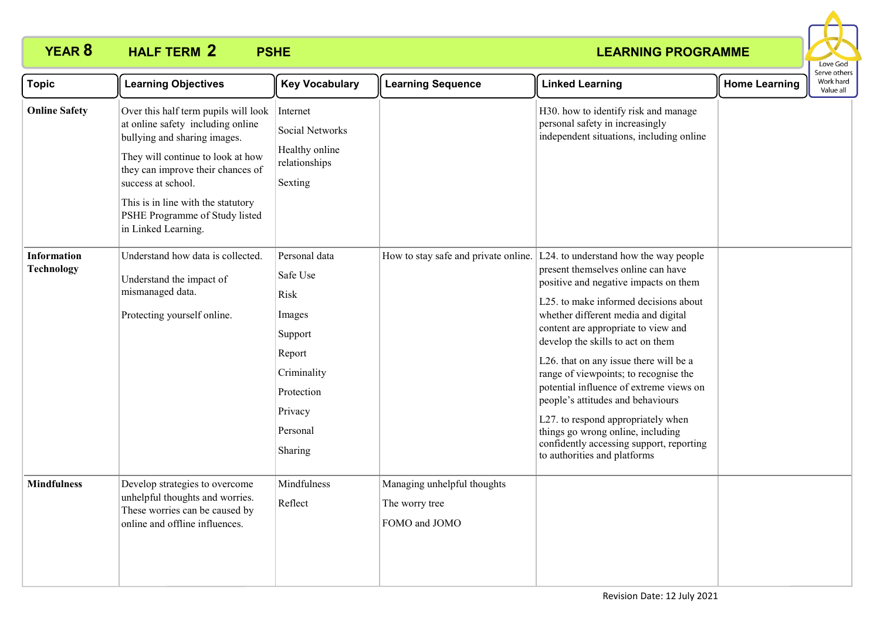**YEAR 8 HALF TERM 2 PSHE LEARNING PROGRAMME**

Love God
Serve others
Work hard
Value all

| Topic | Learning Objectives | Key Vocabulary | Learning Sequence | Linked Learning | Home Learning |
|---|---|---|---|---|---|
| **Online Safety** | Over this half term pupils will look at online safety including online bullying and sharing images.<br><br>They will continue to look at how they can improve their chances of success at school.<br><br>This is in line with the statutory PSHE Programme of Study listed in Linked Learning. | Internet<br><br>Social Networks<br><br>Healthy online relationships<br><br>Sexting | | H30. how to identify risk and manage personal safety in increasingly independent situations, including online | |
| **Information Technology** | Understand how data is collected.<br><br>Understand the impact of mismanaged data.<br><br>Protecting yourself online. | Personal data<br><br>Safe Use<br><br>Risk<br><br>Images<br><br>Support<br><br>Report<br><br>Criminality<br><br>Protection<br><br>Privacy<br><br>Personal<br><br>Sharing | How to stay safe and private online. | L24. to understand how the way people present themselves online can have positive and negative impacts on them<br><br>L25. to make informed decisions about whether different media and digital content are appropriate to view and develop the skills to act on them<br><br>L26. that on any issue there will be a range of viewpoints; to recognise the potential influence of extreme views on people's attitudes and behaviours<br><br>L27. to respond appropriately when things go wrong online, including confidently accessing support, reporting to authorities and platforms | |
| **Mindfulness** | Develop strategies to overcome unhelpful thoughts and worries. These worries can be caused by online and offline influences. | Mindfulness<br><br>Reflect | Managing unhelpful thoughts<br><br>The worry tree<br><br>FOMO and JOMO | | |

Revision Date: 12 July 2021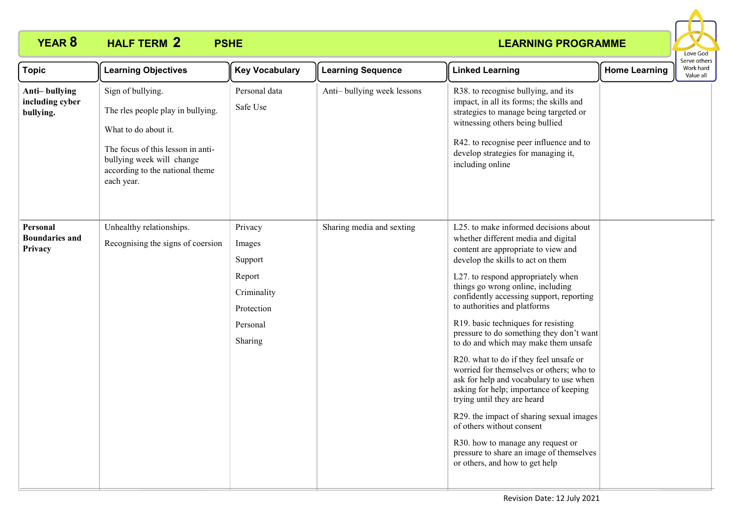# YEAR 8 HALF TERM 2 PSHE LEARNING PROGRAMME

Love God
Serve others
Work hard
Value all

| Topic | Learning Objectives | Key Vocabulary | Learning Sequence | Linked Learning | Home Learning |
|---|---|---|---|---|---|
| **Anti– bullying including cyber bullying.** | Sign of bullying.<br><br>The rles people play in bullying.<br><br>What to do about it.<br><br>The focus of this lesson in anti-bullying week will change according to the national theme each year. | Personal data<br><br>Safe Use | Anti– bullying week lessons | R38. to recognise bullying, and its impact, in all its forms; the skills and strategies to manage being targeted or witnessing others being bullied<br><br>R42. to recognise peer influence and to develop strategies for managing it, including online | |
| **Personal Boundaries and Privacy** | Unhealthy relationships.<br><br>Recognising the signs of coersion | Privacy<br><br>Images<br><br>Support<br><br>Report<br><br>Criminality<br><br>Protection<br><br>Personal<br><br>Sharing | Sharing media and sexting | L25. to make informed decisions about whether different media and digital content are appropriate to view and develop the skills to act on them<br><br>L27. to respond appropriately when things go wrong online, including confidently accessing support, reporting to authorities and platforms<br><br>R19. basic techniques for resisting pressure to do something they don't want to do and which may make them unsafe<br><br>R20. what to do if they feel unsafe or worried for themselves or others; who to ask for help and vocabulary to use when asking for help; importance of keeping trying until they are heard<br><br>R29. the impact of sharing sexual images of others without consent<br><br>R30. how to manage any request or pressure to share an image of themselves or others, and how to get help | |

Revision Date: 12 July 2021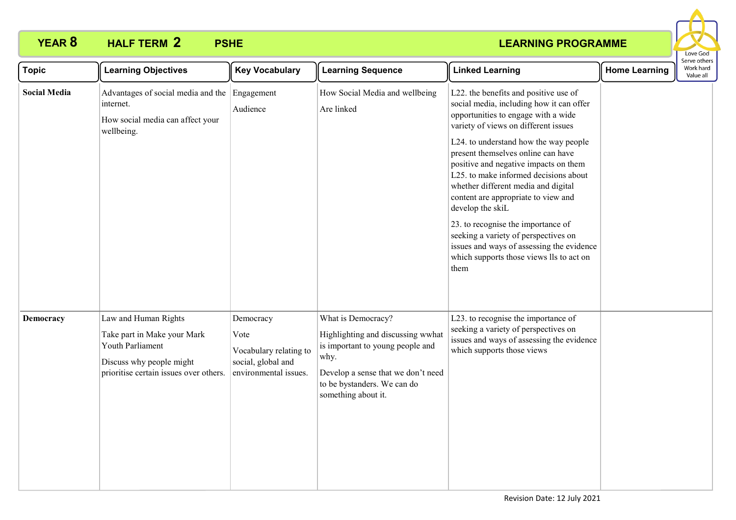**YEAR 8 HALF TERM 2 PSHE LEARNING PROGRAMME**

Love God
Serve others
Work hard
Value all

| Topic | Learning Objectives | Key Vocabulary | Learning Sequence | Linked Learning | Home Learning |
|---|---|---|---|---|---|
| **Social Media** | Advantages of social media and the internet.<br><br>How social media can affect your wellbeing. | Engagement<br><br>Audience | How Social Media and wellbeing<br><br>Are linked | L22. the benefits and positive use of social media, including how it can offer opportunities to engage with a wide variety of views on different issues<br><br>L24. to understand how the way people present themselves online can have positive and negative impacts on them L25. to make informed decisions about whether different media and digital content are appropriate to view and develop the skiL<br><br>23. to recognise the importance of seeking a variety of perspectives on issues and ways of assessing the evidence which supports those views lls to act on them | |
| **Democracy** | Law and Human Rights<br><br>Take part in Make your Mark Youth Parliament<br><br>Discuss why people might prioritise certain issues over others. | Democracy<br><br>Vote<br><br>Vocabulary relating to social, global and environmental issues. | What is Democracy?<br><br>Highlighting and discussing wwhat is important to young people and why.<br><br>Develop a sense that we don't need to be bystanders. We can do something about it. | L23. to recognise the importance of seeking a variety of perspectives on issues and ways of assessing the evidence which supports those views | |

Revision Date: 12 July 2021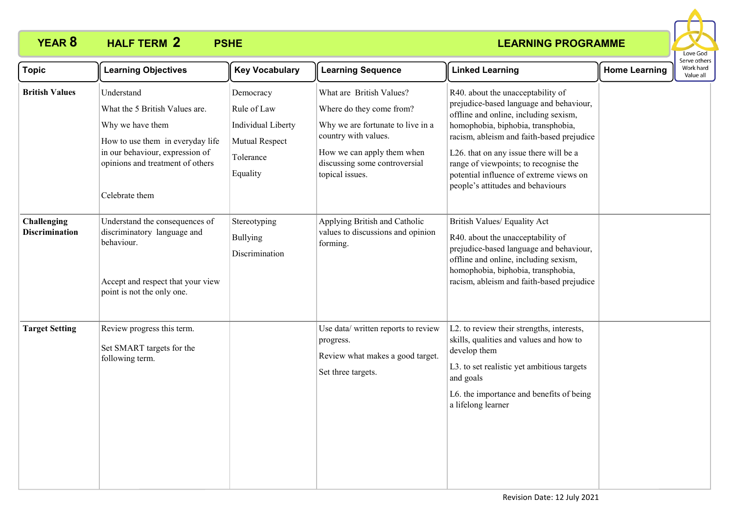## YEAR 8 HALF TERM 2 PSHE LEARNING PROGRAMME

Love God
Serve others
Work hard
Value all

| Topic | Learning Objectives | Key Vocabulary | Learning Sequence | Linked Learning | Home Learning |
|---|---|---|---|---|---|
| **British Values** | Understand<br><br>What the 5 British Values are.<br><br>Why we have them<br><br>How to use them in everyday life in our behaviour, expression of opinions and treatment of others<br><br>Celebrate them | Democracy<br><br>Rule of Law<br><br>Individual Liberty<br><br>Mutual Respect<br><br>Tolerance<br><br>Equality | What are British Values?<br><br>Where do they come from?<br><br>Why we are fortunate to live in a country with values.<br><br>How we can apply them when discussing some controversial topical issues. | R40. about the unacceptability of prejudice-based language and behaviour, offline and online, including sexism, homophobia, biphobia, transphobia, racism, ableism and faith-based prejudice<br><br>L26. that on any issue there will be a range of viewpoints; to recognise the potential influence of extreme views on people's attitudes and behaviours | |
| **Challenging Discrimination** | Understand the consequences of discriminatory language and behaviour.<br><br>Accept and respect that your view point is not the only one. | Stereotyping<br><br>Bullying<br><br>Discrimination | Applying British and Catholic values to discussions and opinion forming. | British Values/ Equality Act<br><br>R40. about the unacceptability of prejudice-based language and behaviour, offline and online, including sexism, homophobia, biphobia, transphobia, racism, ableism and faith-based prejudice | |
| **Target Setting** | Review progress this term.<br><br>Set SMART targets for the following term. | | Use data/ written reports to review progress.<br><br>Review what makes a good target.<br><br>Set three targets. | L2. to review their strengths, interests, skills, qualities and values and how to develop them<br><br>L3. to set realistic yet ambitious targets and goals<br><br>L6. the importance and benefits of being a lifelong learner | |

Revision Date: 12 July 2021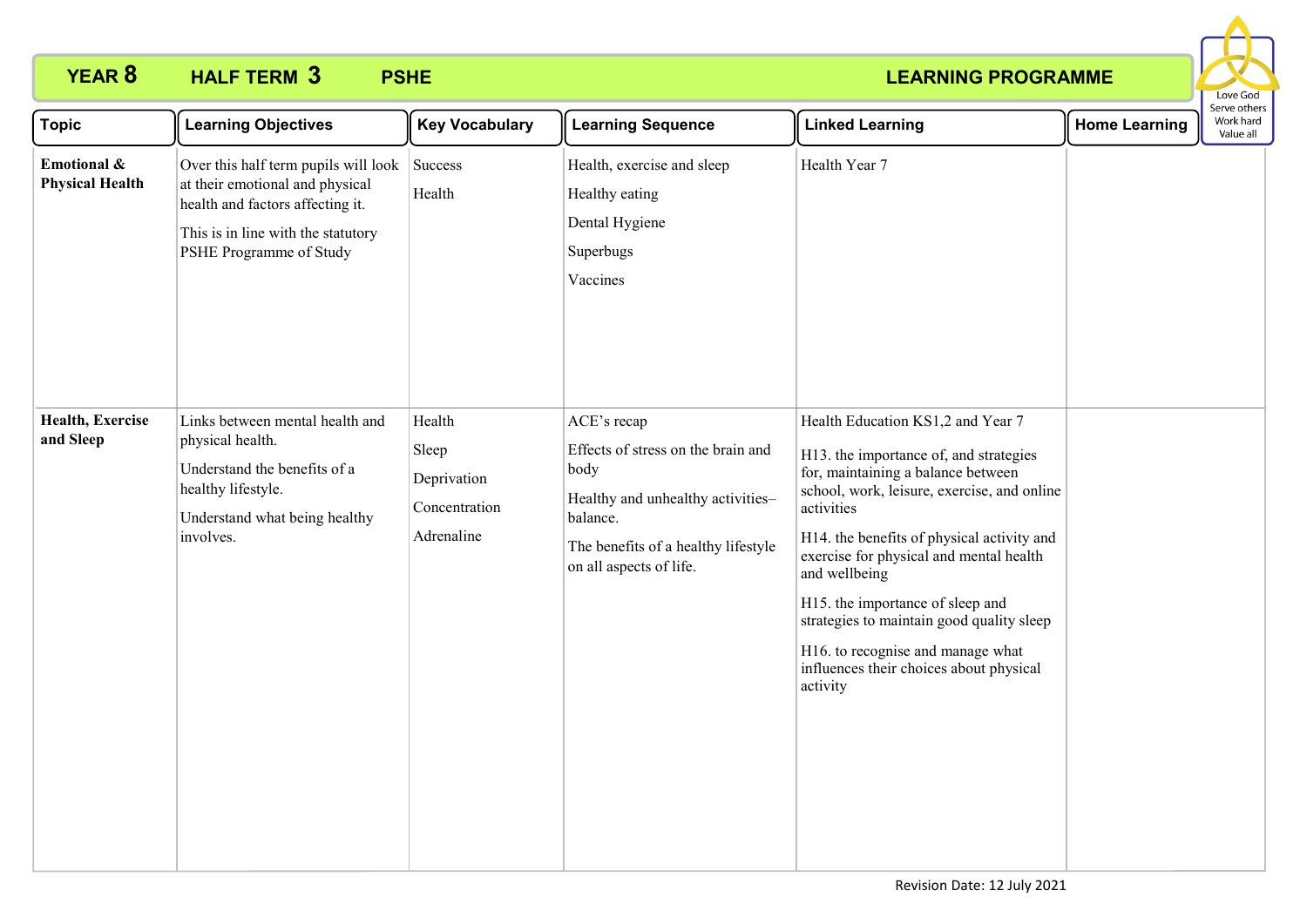**YEAR 8 HALF TERM 3 PSHE LEARNING PROGRAMME**

Love God
Serve others
Work hard
Value all

| Topic | Learning Objectives | Key Vocabulary | Learning Sequence | Linked Learning | Home Learning |
|---|---|---|---|---|---|
| **Emotional & Physical Health** | Over this half term pupils will look at their emotional and physical health and factors affecting it.<br>This is in line with the statutory PSHE Programme of Study | Success<br>Health | Health, exercise and sleep<br>Healthy eating<br>Dental Hygiene<br>Superbugs<br>Vaccines | Health Year 7 | |
| **Health, Exercise and Sleep** | Links between mental health and physical health.<br>Understand the benefits of a healthy lifestyle.<br>Understand what being healthy involves. | Health<br>Sleep<br>Deprivation<br>Concentration<br>Adrenaline | ACE's recap<br>Effects of stress on the brain and body<br>Healthy and unhealthy activities– balance.<br>The benefits of a healthy lifestyle on all aspects of life. | Health Education KS1,2 and Year 7<br>H13. the importance of, and strategies for, maintaining a balance between school, work, leisure, exercise, and online activities<br>H14. the benefits of physical activity and exercise for physical and mental health and wellbeing<br>H15. the importance of sleep and strategies to maintain good quality sleep<br>H16. to recognise and manage what influences their choices about physical activity | |

Revision Date: 12 July 2021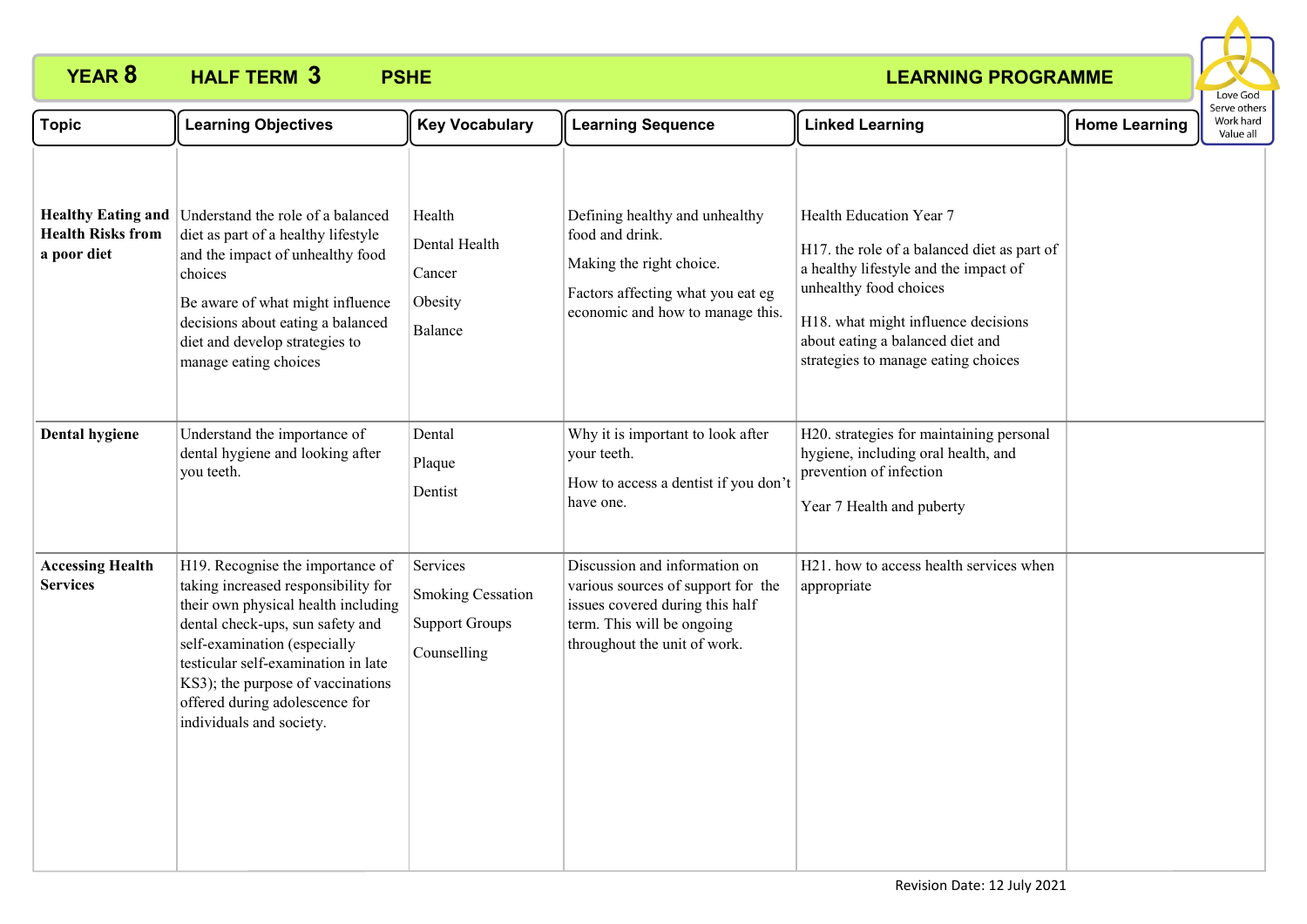# YEAR 8 HALF TERM 3 PSHE LEARNING PROGRAMME

Love God
Serve others
Work hard
Value all

| Topic | Learning Objectives | Key Vocabulary | Learning Sequence | Linked Learning | Home Learning |
|---|---|---|---|---|---|
| **Healthy Eating and Health Risks from a poor diet** | Understand the role of a balanced diet as part of a healthy lifestyle and the impact of unhealthy food choices<br><br>Be aware of what might influence decisions about eating a balanced diet and develop strategies to manage eating choices | Health<br>Dental Health<br>Cancer<br>Obesity<br>Balance | Defining healthy and unhealthy food and drink.<br><br>Making the right choice.<br><br>Factors affecting what you eat eg economic and how to manage this. | Health Education Year 7<br><br>H17. the role of a balanced diet as part of a healthy lifestyle and the impact of unhealthy food choices<br><br>H18. what might influence decisions about eating a balanced diet and strategies to manage eating choices | |
| **Dental hygiene** | Understand the importance of dental hygiene and looking after you teeth. | Dental<br>Plaque<br>Dentist | Why it is important to look after your teeth.<br><br>How to access a dentist if you don't have one. | H20. strategies for maintaining personal hygiene, including oral health, and prevention of infection<br><br>Year 7 Health and puberty | |
| **Accessing Health Services** | H19. Recognise the importance of taking increased responsibility for their own physical health including dental check-ups, sun safety and self-examination (especially testicular self-examination in late KS3); the purpose of vaccinations offered during adolescence for individuals and society. | Services<br>Smoking Cessation<br>Support Groups<br>Counselling | Discussion and information on various sources of support for the issues covered during this half term. This will be ongoing throughout the unit of work. | H21. how to access health services when appropriate | |

Revision Date: 12 July 2021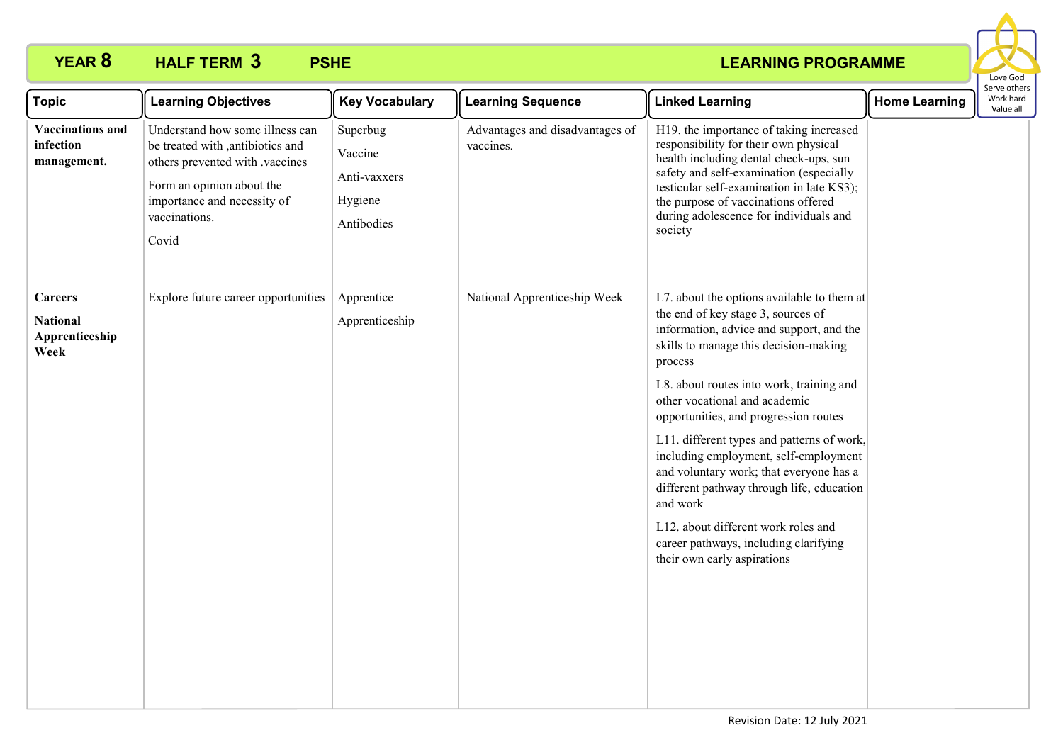**YEAR 8 HALF TERM 3 PSHE LEARNING PROGRAMME**

Love God
Serve others
Work hard
Value all

| Topic | Learning Objectives | Key Vocabulary | Learning Sequence | Linked Learning | Home Learning |
|---|---|---|---|---|---|
| **Vaccinations and infection management.** | Understand how some illness can be treated with ,antibiotics and others prevented with .vaccines<br><br>Form an opinion about the importance and necessity of vaccinations.<br><br>Covid | Superbug<br><br>Vaccine<br><br>Anti-vaxxers<br><br>Hygiene<br><br>Antibodies | Advantages and disadvantages of vaccines. | H19. the importance of taking increased responsibility for their own physical health including dental check-ups, sun safety and self-examination (especially testicular self-examination in late KS3); the purpose of vaccinations offered during adolescence for individuals and society | |
| **Careers**<br><br>**National Apprenticeship Week** | Explore future career opportunities | Apprentice<br><br>Apprenticeship | National Apprenticeship Week | L7. about the options available to them at the end of key stage 3, sources of information, advice and support, and the skills to manage this decision-making process<br><br>L8. about routes into work, training and other vocational and academic opportunities, and progression routes<br><br>L11. different types and patterns of work, including employment, self-employment and voluntary work; that everyone has a different pathway through life, education and work<br><br>L12. about different work roles and career pathways, including clarifying their own early aspirations | |

Revision Date: 12 July 2021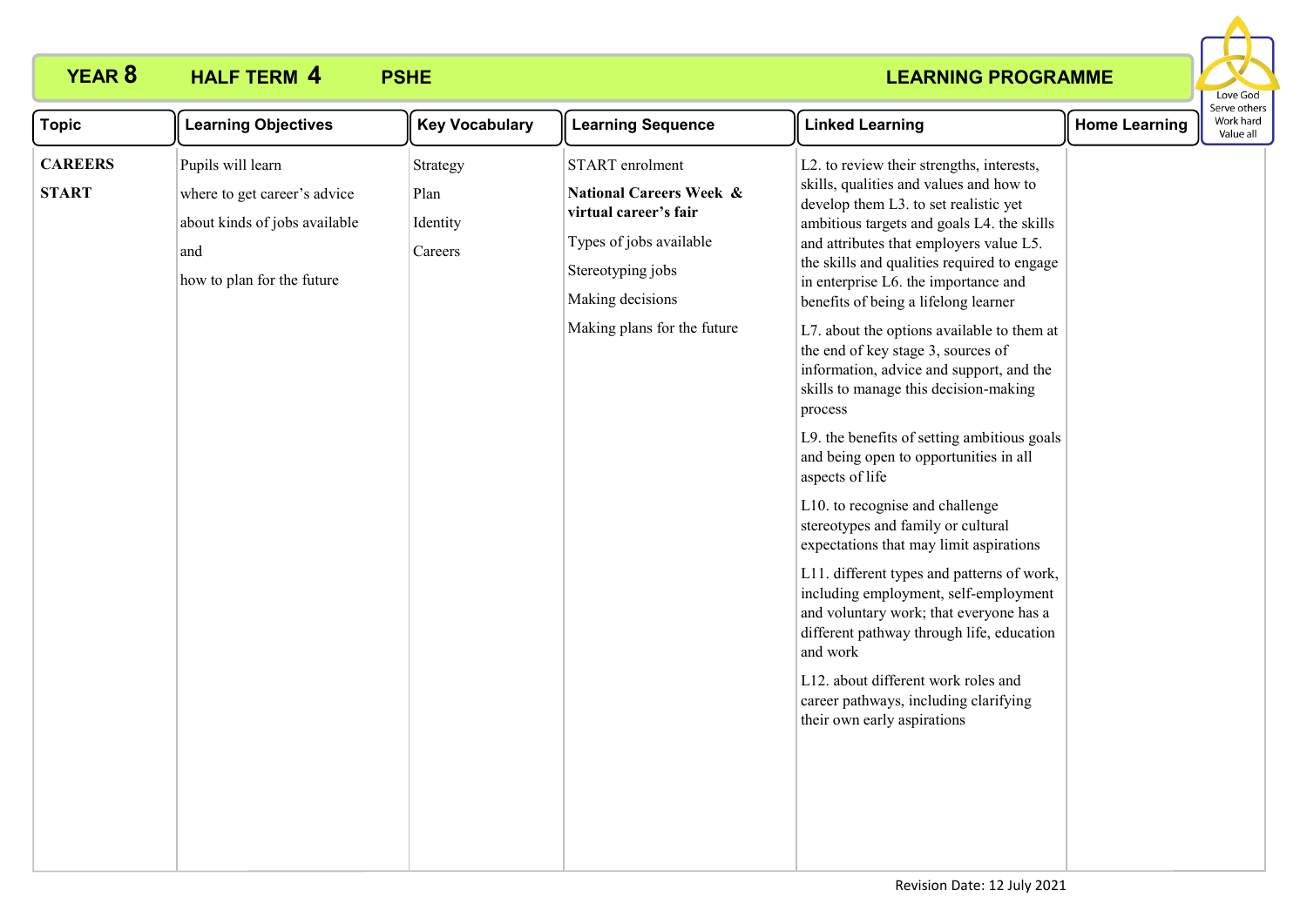**YEAR 8** **HALF TERM 4** **PSHE** **LEARNING PROGRAMME**

Love God
Serve others
Work hard
Value all

| Topic | Learning Objectives | Key Vocabulary | Learning Sequence | Linked Learning | Home Learning |
|---|---|---|---|---|---|
| **CAREERS**<br><br>**START** | Pupils will learn<br><br>where to get career's advice<br><br>about kinds of jobs available<br><br>and<br><br>how to plan for the future | Strategy<br><br>Plan<br><br>Identity<br><br>Careers | START enrolment<br><br>**National Careers Week & virtual career's fair**<br><br>Types of jobs available<br><br>Stereotyping jobs<br><br>Making decisions<br><br>Making plans for the future | L2. to review their strengths, interests, skills, qualities and values and how to develop them L3. to set realistic yet ambitious targets and goals L4. the skills and attributes that employers value L5. the skills and qualities required to engage in enterprise L6. the importance and benefits of being a lifelong learner<br><br>L7. about the options available to them at the end of key stage 3, sources of information, advice and support, and the skills to manage this decision-making process<br><br>L9. the benefits of setting ambitious goals and being open to opportunities in all aspects of life<br><br>L10. to recognise and challenge stereotypes and family or cultural expectations that may limit aspirations<br><br>L11. different types and patterns of work, including employment, self-employment and voluntary work; that everyone has a different pathway through life, education and work<br><br>L12. about different work roles and career pathways, including clarifying their own early aspirations | |

Revision Date: 12 July 2021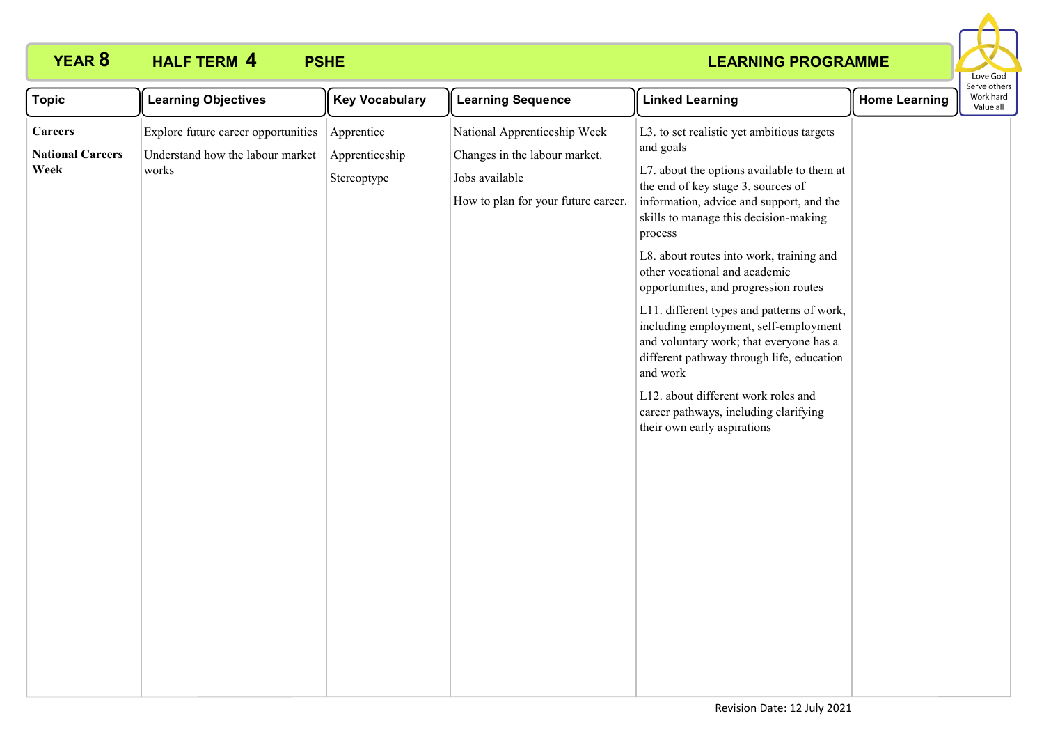**YEAR 8 HALF TERM 4 PSHE LEARNING PROGRAMME**

Love God
Serve others
Work hard
Value all

| Topic | Learning Objectives | Key Vocabulary | Learning Sequence | Linked Learning | Home Learning |
|---|---|---|---|---|---|
| **Careers**<br><br>**National Careers Week** | Explore future career opportunities<br><br>Understand how the labour market works | Apprentice<br><br>Apprenticeship<br><br>Stereoptype | National Apprenticeship Week<br><br>Changes in the labour market.<br><br>Jobs available<br><br>How to plan for your future career. | L3. to set realistic yet ambitious targets and goals<br><br>L7. about the options available to them at the end of key stage 3, sources of information, advice and support, and the skills to manage this decision-making process<br><br>L8. about routes into work, training and other vocational and academic opportunities, and progression routes<br><br>L11. different types and patterns of work, including employment, self-employment and voluntary work; that everyone has a different pathway through life, education and work<br><br>L12. about different work roles and career pathways, including clarifying their own early aspirations | |

Revision Date: 12 July 2021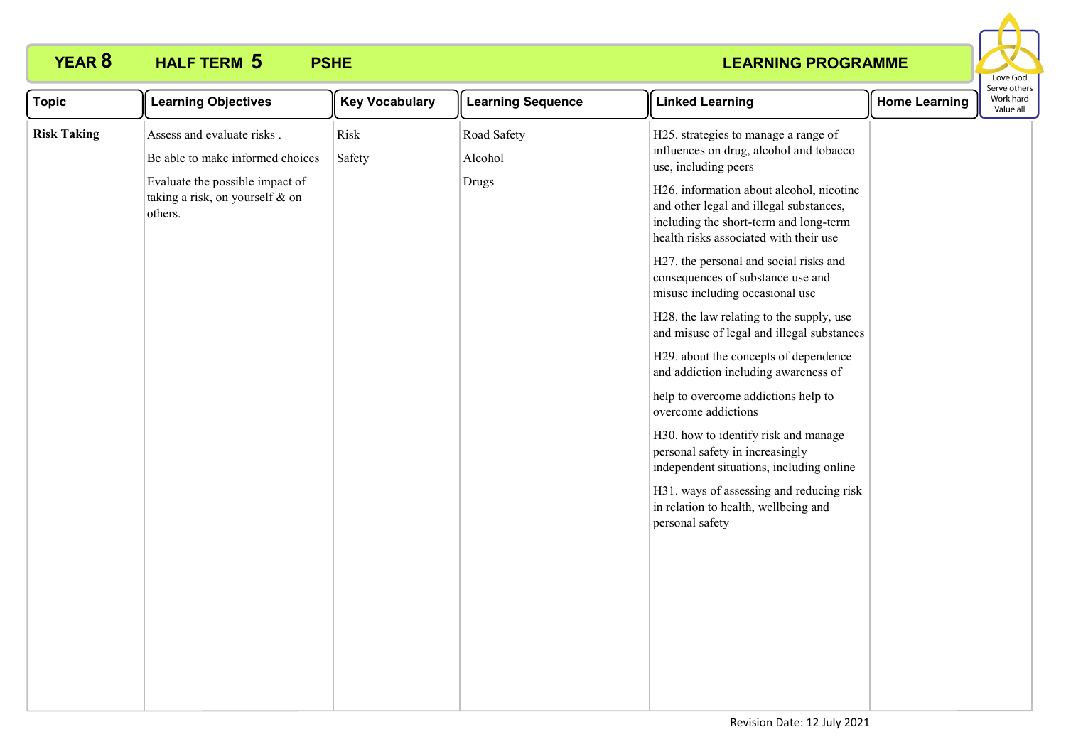**YEAR 8 HALF TERM 5 PSHE LEARNING PROGRAMME**

Love God
Serve others
Work hard
Value all

| Topic | Learning Objectives | Key Vocabulary | Learning Sequence | Linked Learning | Home Learning |
|---|---|---|---|---|---|
| **Risk Taking** | Assess and evaluate risks .<br><br>Be able to make informed choices<br><br>Evaluate the possible impact of taking a risk, on yourself & on others. | Risk<br><br>Safety | Road Safety<br><br>Alcohol<br><br>Drugs | H25. strategies to manage a range of influences on drug, alcohol and tobacco use, including peers<br><br>H26. information about alcohol, nicotine and other legal and illegal substances, including the short-term and long-term health risks associated with their use<br><br>H27. the personal and social risks and consequences of substance use and misuse including occasional use<br><br>H28. the law relating to the supply, use and misuse of legal and illegal substances<br><br>H29. about the concepts of dependence and addiction including awareness of<br><br>help to overcome addictions help to overcome addictions<br><br>H30. how to identify risk and manage personal safety in increasingly independent situations, including online<br><br>H31. ways of assessing and reducing risk in relation to health, wellbeing and personal safety | |

Revision Date: 12 July 2021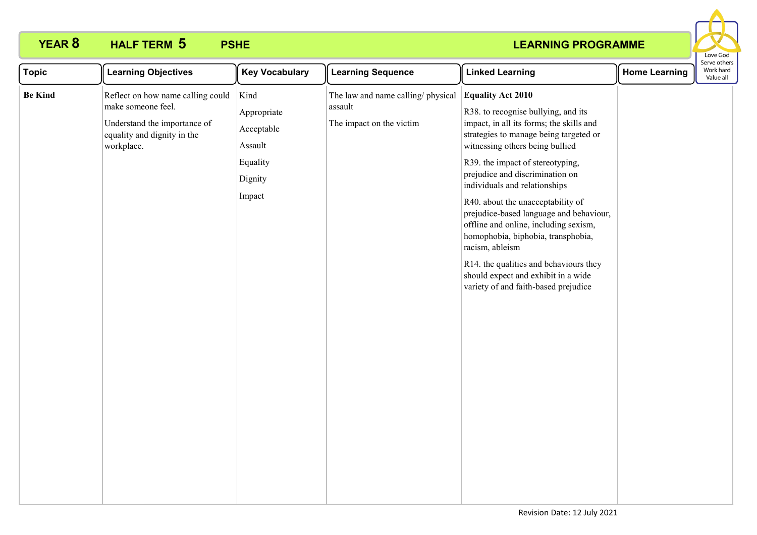YEAR 8 HALF TERM 5 PSHE LEARNING PROGRAMME

Love God
Serve others
Work hard
Value all

| Topic | Learning Objectives | Key Vocabulary | Learning Sequence | Linked Learning | Home Learning |
|---|---|---|---|---|---|
| **Be Kind** | Reflect on how name calling could make someone feel.<br><br>Understand the importance of equality and dignity in the workplace. | Kind<br><br>Appropriate<br><br>Acceptable<br><br>Assault<br><br>Equality<br><br>Dignity<br><br>Impact | The law and name calling/ physical assault<br><br>The impact on the victim | **Equality Act 2010**<br><br>R38. to recognise bullying, and its impact, in all its forms; the skills and strategies to manage being targeted or witnessing others being bullied<br><br>R39. the impact of stereotyping, prejudice and discrimination on individuals and relationships<br><br>R40. about the unacceptability of prejudice-based language and behaviour, offline and online, including sexism, homophobia, biphobia, transphobia, racism, ableism<br><br>R14. the qualities and behaviours they should expect and exhibit in a wide variety of and faith-based prejudice | |

Revision Date: 12 July 2021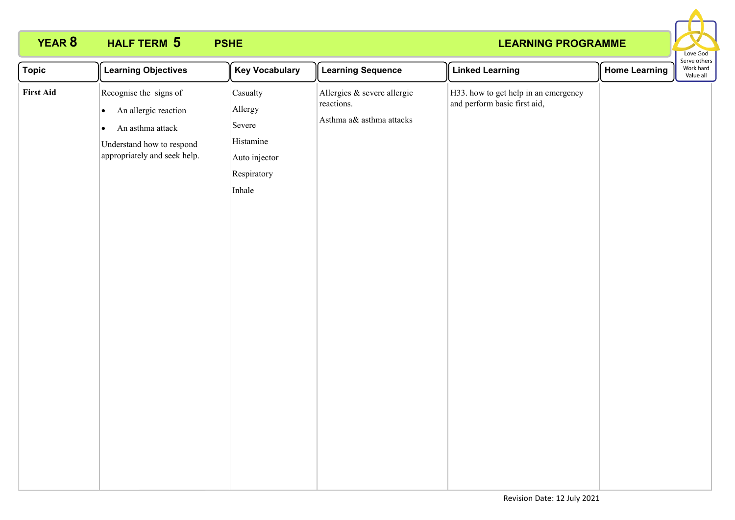**YEAR 8** **HALF TERM 5** **PSHE** **LEARNING PROGRAMME**

Love God
Serve others
Work hard
Value all

| Topic | Learning Objectives | Key Vocabulary | Learning Sequence | Linked Learning | Home Learning |
|---|---|---|---|---|---|
| **First Aid** | Recognise the signs of<br>• An allergic reaction<br>• An asthma attack<br>Understand how to respond appropriately and seek help. | Casualty<br>Allergy<br>Severe<br>Histamine<br>Auto injector<br>Respiratory<br>Inhale | Allergies & severe allergic reactions.<br>Asthma a& asthma attacks | H33. how to get help in an emergency and perform basic first aid, | |

Revision Date: 12 July 2021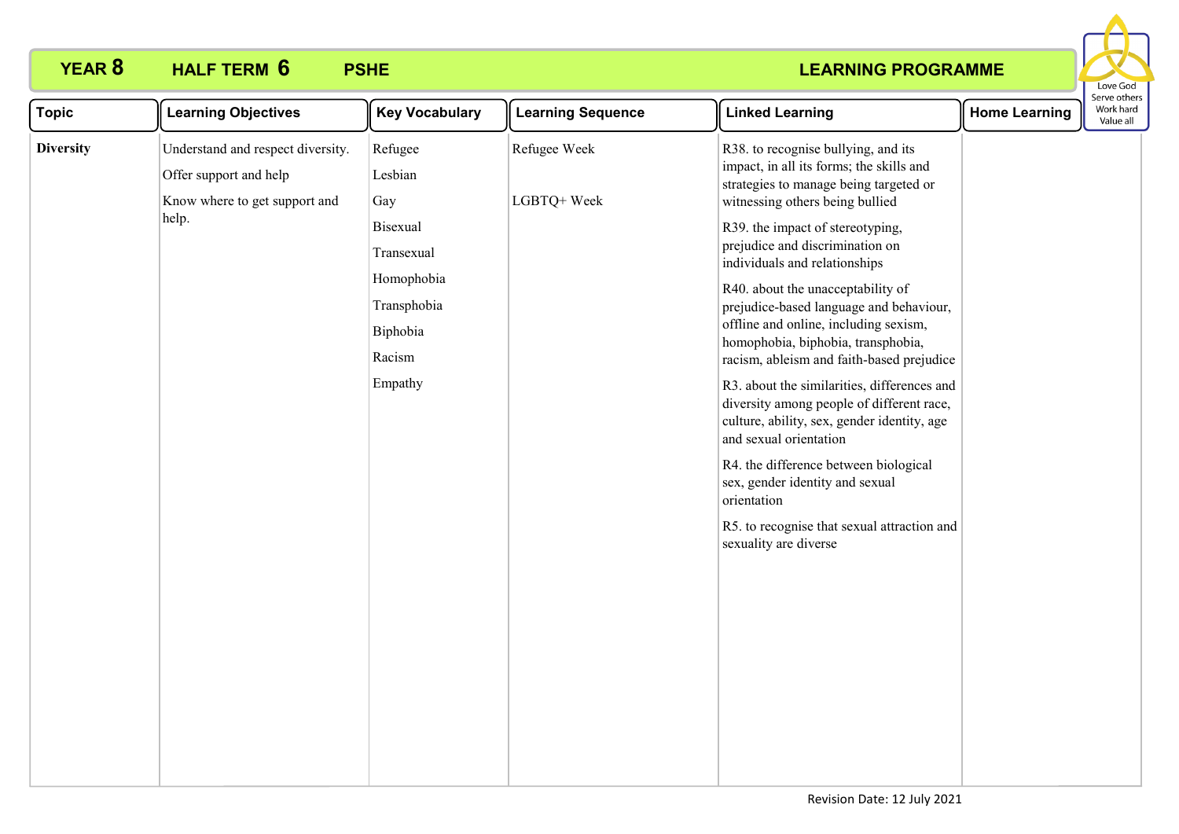**YEAR 8 HALF TERM 6 PSHE LEARNING PROGRAMME**

Love God
Serve others
Work hard
Value all

| Topic | Learning Objectives | Key Vocabulary | Learning Sequence | Linked Learning | Home Learning |
|---|---|---|---|---|---|
| **Diversity** | Understand and respect diversity.<br><br>Offer support and help<br><br>Know where to get support and help. | Refugee<br><br>Lesbian<br><br>Gay<br><br>Bisexual<br><br>Transexual<br><br>Homophobia<br><br>Transphobia<br><br>Biphobia<br><br>Racism<br><br>Empathy | Refugee Week<br><br>LGBTQ+ Week | R38. to recognise bullying, and its impact, in all its forms; the skills and strategies to manage being targeted or witnessing others being bullied<br><br>R39. the impact of stereotyping, prejudice and discrimination on individuals and relationships<br><br>R40. about the unacceptability of prejudice-based language and behaviour, offline and online, including sexism, homophobia, biphobia, transphobia, racism, ableism and faith-based prejudice<br><br>R3. about the similarities, differences and diversity among people of different race, culture, ability, sex, gender identity, age and sexual orientation<br><br>R4. the difference between biological sex, gender identity and sexual orientation<br><br>R5. to recognise that sexual attraction and sexuality are diverse | |

Revision Date: 12 July 2021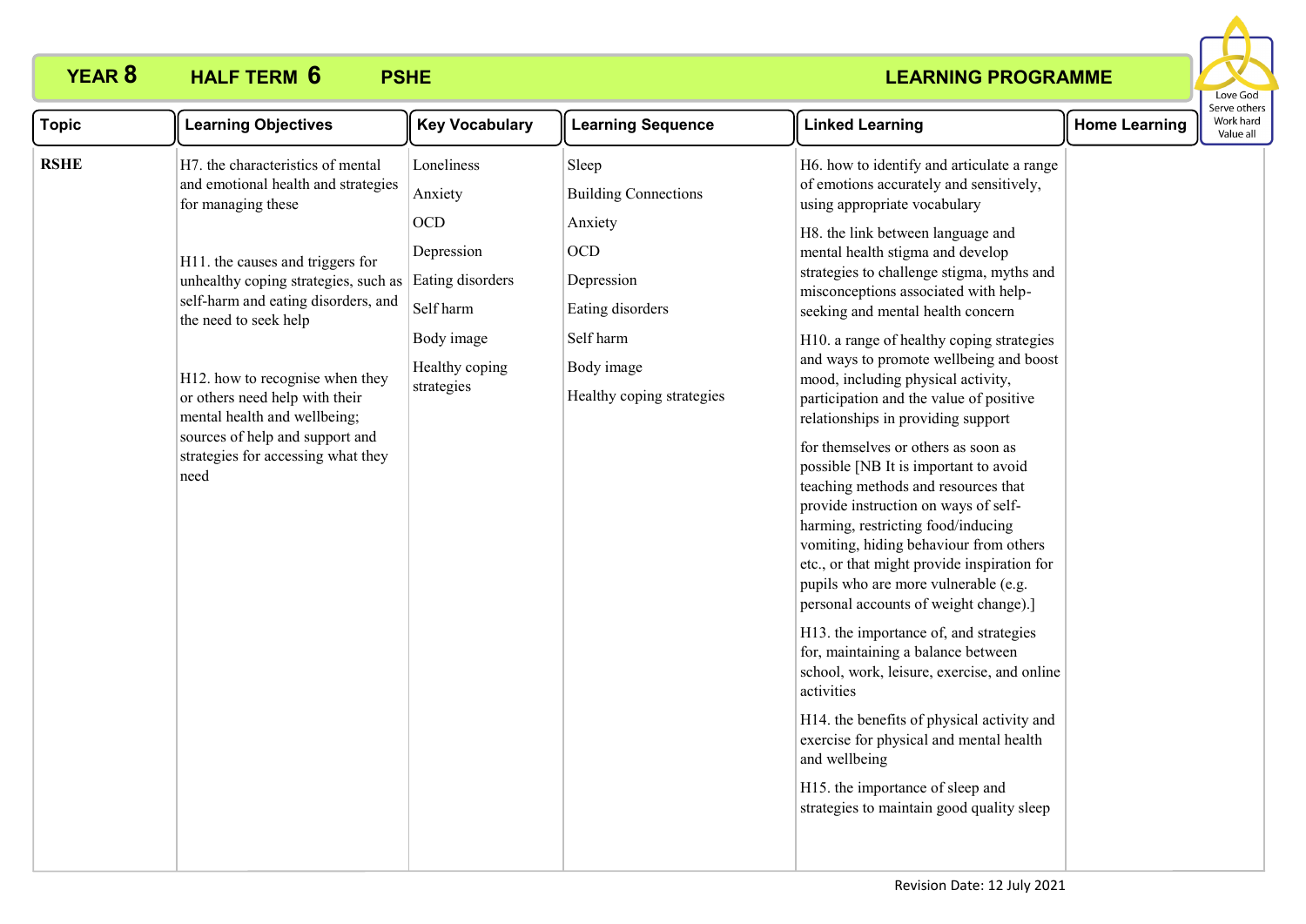# YEAR 8 HALF TERM 6 PSHE LEARNING PROGRAMME

Love God
Serve others
Work hard
Value all

| Topic | Learning Objectives | Key Vocabulary | Learning Sequence | Linked Learning | Home Learning |
|---|---|---|---|---|---|
| **RSHE** | H7. the characteristics of mental and emotional health and strategies for managing these<br><br>H11. the causes and triggers for unhealthy coping strategies, such as self-harm and eating disorders, and the need to seek help<br><br>H12. how to recognise when they or others need help with their mental health and wellbeing; sources of help and support and strategies for accessing what they need | Loneliness<br>Anxiety<br>OCD<br>Depression<br>Eating disorders<br>Self harm<br>Body image<br>Healthy coping strategies | Sleep<br>Building Connections<br>Anxiety<br>OCD<br>Depression<br>Eating disorders<br>Self harm<br>Body image<br>Healthy coping strategies | H6. how to identify and articulate a range of emotions accurately and sensitively, using appropriate vocabulary<br><br>H8. the link between language and mental health stigma and develop strategies to challenge stigma, myths and misconceptions associated with help-seeking and mental health concern<br><br>H10. a range of healthy coping strategies and ways to promote wellbeing and boost mood, including physical activity, participation and the value of positive relationships in providing support<br><br>for themselves or others as soon as possible [NB It is important to avoid teaching methods and resources that provide instruction on ways of self-harming, restricting food/inducing vomiting, hiding behaviour from others etc., or that might provide inspiration for pupils who are more vulnerable (e.g. personal accounts of weight change).]<br><br>H13. the importance of, and strategies for, maintaining a balance between school, work, leisure, exercise, and online activities<br><br>H14. the benefits of physical activity and exercise for physical and mental health and wellbeing<br><br>H15. the importance of sleep and strategies to maintain good quality sleep | |

Revision Date: 12 July 2021